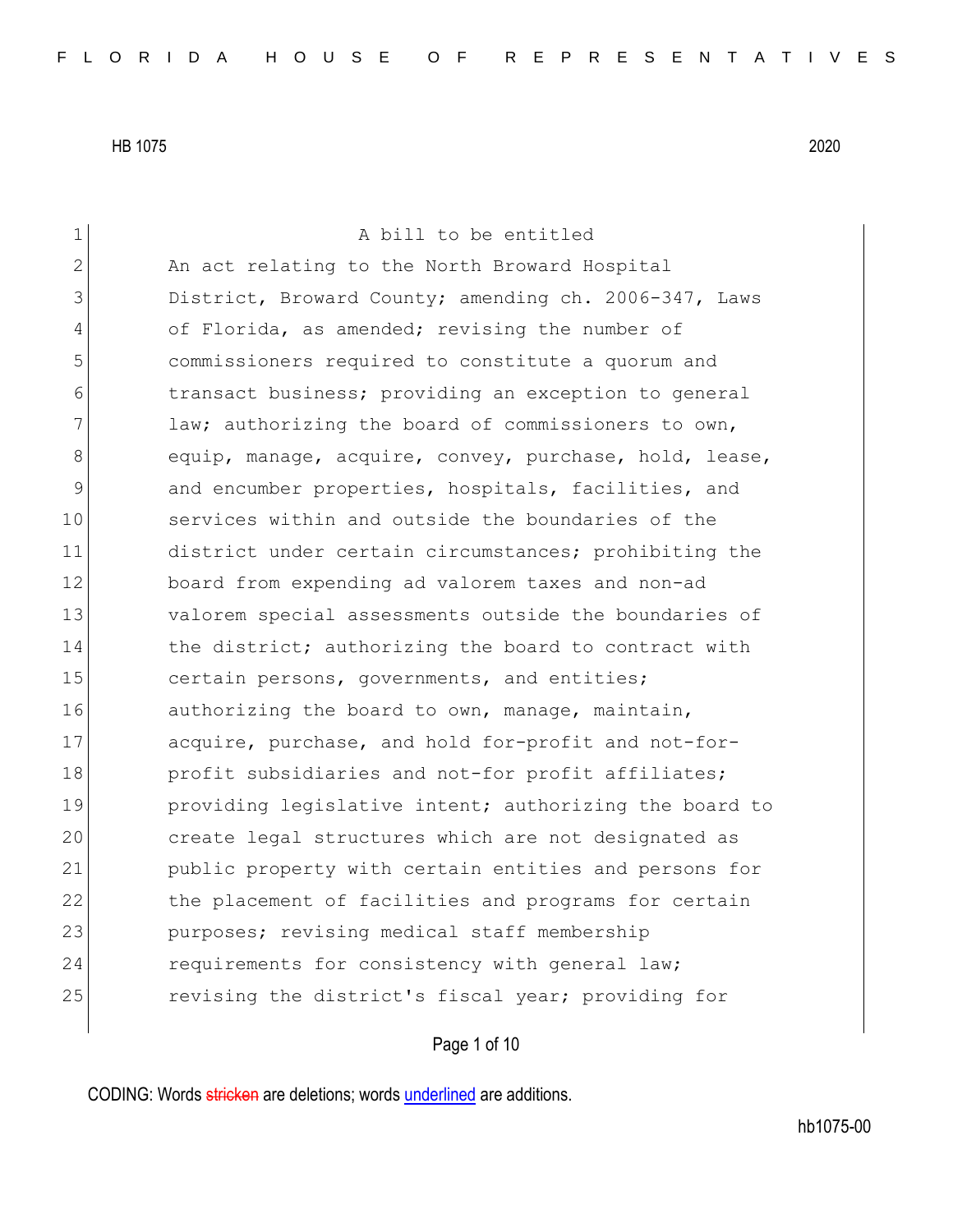A bill to be entitled

An act relating to the North Broward Hospital District, Broward County; amending ch. 2006-347, Laws of Florida, as amended; revising the number of commissioners required to constitute a quorum and transact business; providing an exception to general law; authorizing the board of commissioners to own, equip, manage, acquire, convey, purchase, hold, lease, and encumber properties, hospitals, facilities, and services within and outside the boundaries of the district under certain circumstances; prohibiting the board from expending ad valorem taxes and non-ad valorem special assessments outside the boundaries of the district; authorizing the board to contract with certain persons, governments, and entities; authorizing the board to own, manage, maintain, acquire, purchase, and hold for-profit and not-for-profit subsidiaries and not-for profit affiliates; providing legislative intent; authorizing the board to create legal structures which are not designated as public property with certain entities and persons for the placement of facilities and programs for certain purposes; revising medical staff membership requirements for consistency with general law; revising the district's fiscal year; providing for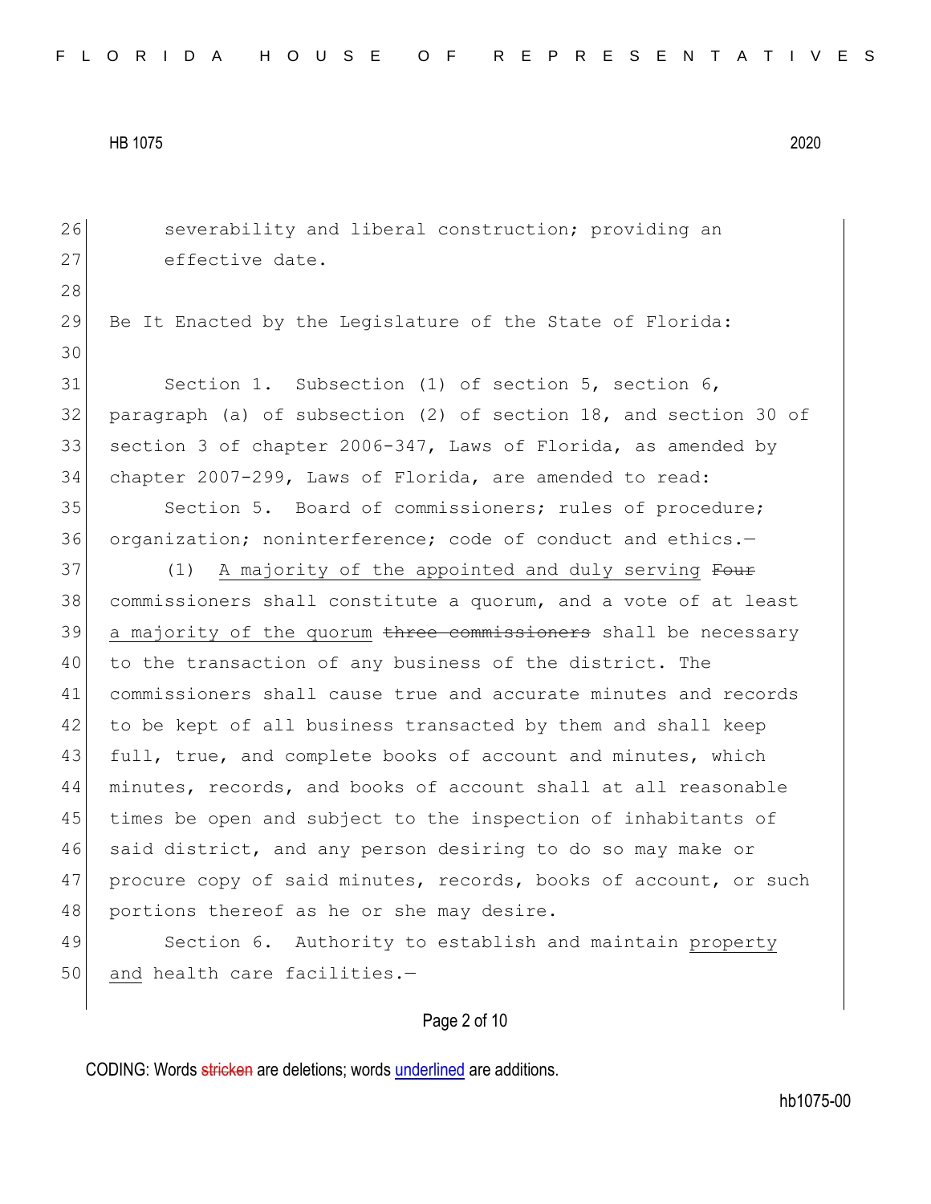severability and liberal construction; providing an effective date.

Be It Enacted by the Legislature of the State of Florida:

Section 1. Subsection (1) of section 5, section 6, paragraph (a) of subsection (2) of section 18, and section 30 of section 3 of chapter 2006-347, Laws of Florida, as amended by chapter 2007-299, Laws of Florida, are amended to read:

Section 5. Board of commissioners; rules of procedure; organization; noninterference; code of conduct and ethics.—

(1) <u>A majority of the appointed and duly serving</u> ~~Four~~ commissioners shall constitute a quorum, and a vote of at least <u>a majority of the quorum</u> ~~three commissioners~~ shall be necessary to the transaction of any business of the district. The commissioners shall cause true and accurate minutes and records to be kept of all business transacted by them and shall keep full, true, and complete books of account and minutes, which minutes, records, and books of account shall at all reasonable times be open and subject to the inspection of inhabitants of said district, and any person desiring to do so may make or procure copy of said minutes, records, books of account, or such portions thereof as he or she may desire.

Section 6. Authority to establish and maintain <u>property and</u> health care facilities.—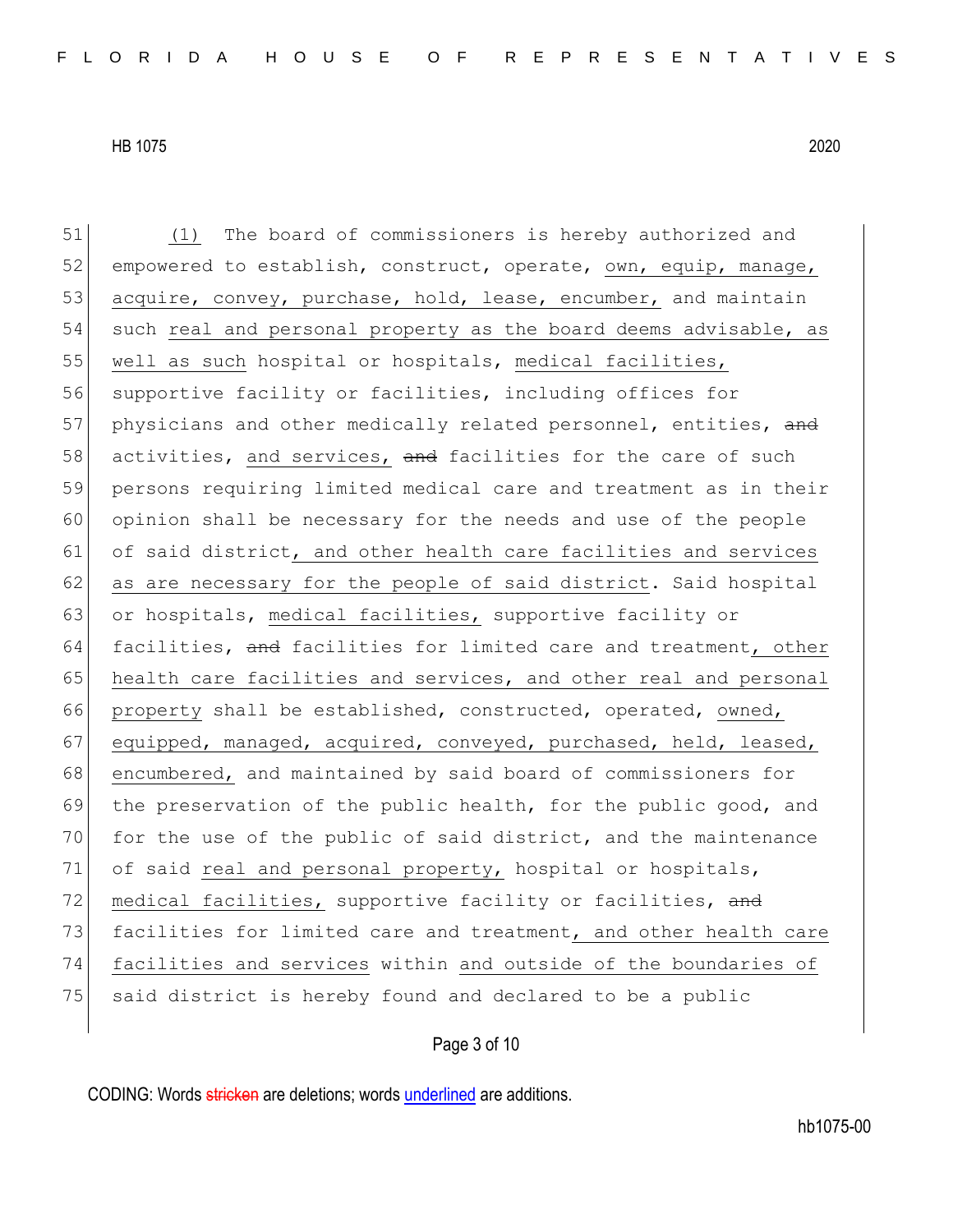(1) The board of commissioners is hereby authorized and empowered to establish, construct, operate, own, equip, manage, acquire, convey, purchase, hold, lease, encumber, and maintain such real and personal property as the board deems advisable, as well as such hospital or hospitals, medical facilities, supportive facility or facilities, including offices for physicians and other medically related personnel, entities, ~~and~~ activities, and services, ~~and~~ facilities for the care of such persons requiring limited medical care and treatment as in their opinion shall be necessary for the needs and use of the people of said district, and other health care facilities and services as are necessary for the people of said district. Said hospital or hospitals, medical facilities, supportive facility or facilities, ~~and~~ facilities for limited care and treatment, other health care facilities and services, and other real and personal property shall be established, constructed, operated, owned, equipped, managed, acquired, conveyed, purchased, held, leased, encumbered, and maintained by said board of commissioners for the preservation of the public health, for the public good, and for the use of the public of said district, and the maintenance of said real and personal property, hospital or hospitals, medical facilities, supportive facility or facilities, ~~and~~ facilities for limited care and treatment, and other health care facilities and services within and outside of the boundaries of said district is hereby found and declared to be a public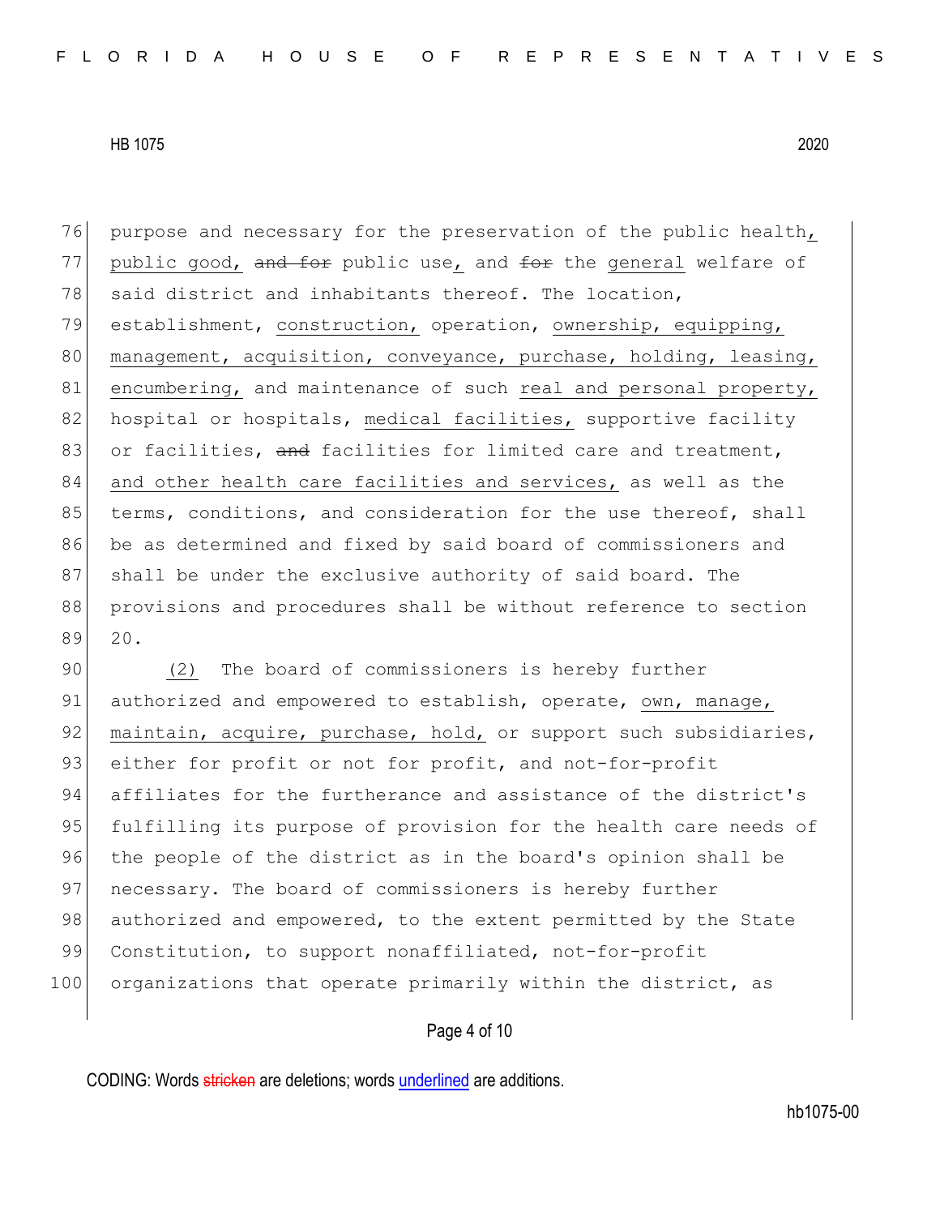purpose and necessary for the preservation of the public health, public good, ~~and for~~ public use, and ~~for~~ the general welfare of said district and inhabitants thereof. The location, establishment, construction, operation, ownership, equipping, management, acquisition, conveyance, purchase, holding, leasing, encumbering, and maintenance of such real and personal property, hospital or hospitals, medical facilities, supportive facility or facilities, ~~and~~ facilities for limited care and treatment, and other health care facilities and services, as well as the terms, conditions, and consideration for the use thereof, shall be as determined and fixed by said board of commissioners and shall be under the exclusive authority of said board. The provisions and procedures shall be without reference to section 20.

(2) The board of commissioners is hereby further authorized and empowered to establish, operate, own, manage, maintain, acquire, purchase, hold, or support such subsidiaries, either for profit or not for profit, and not-for-profit affiliates for the furtherance and assistance of the district's fulfilling its purpose of provision for the health care needs of the people of the district as in the board's opinion shall be necessary. The board of commissioners is hereby further authorized and empowered, to the extent permitted by the State Constitution, to support nonaffiliated, not-for-profit organizations that operate primarily within the district, as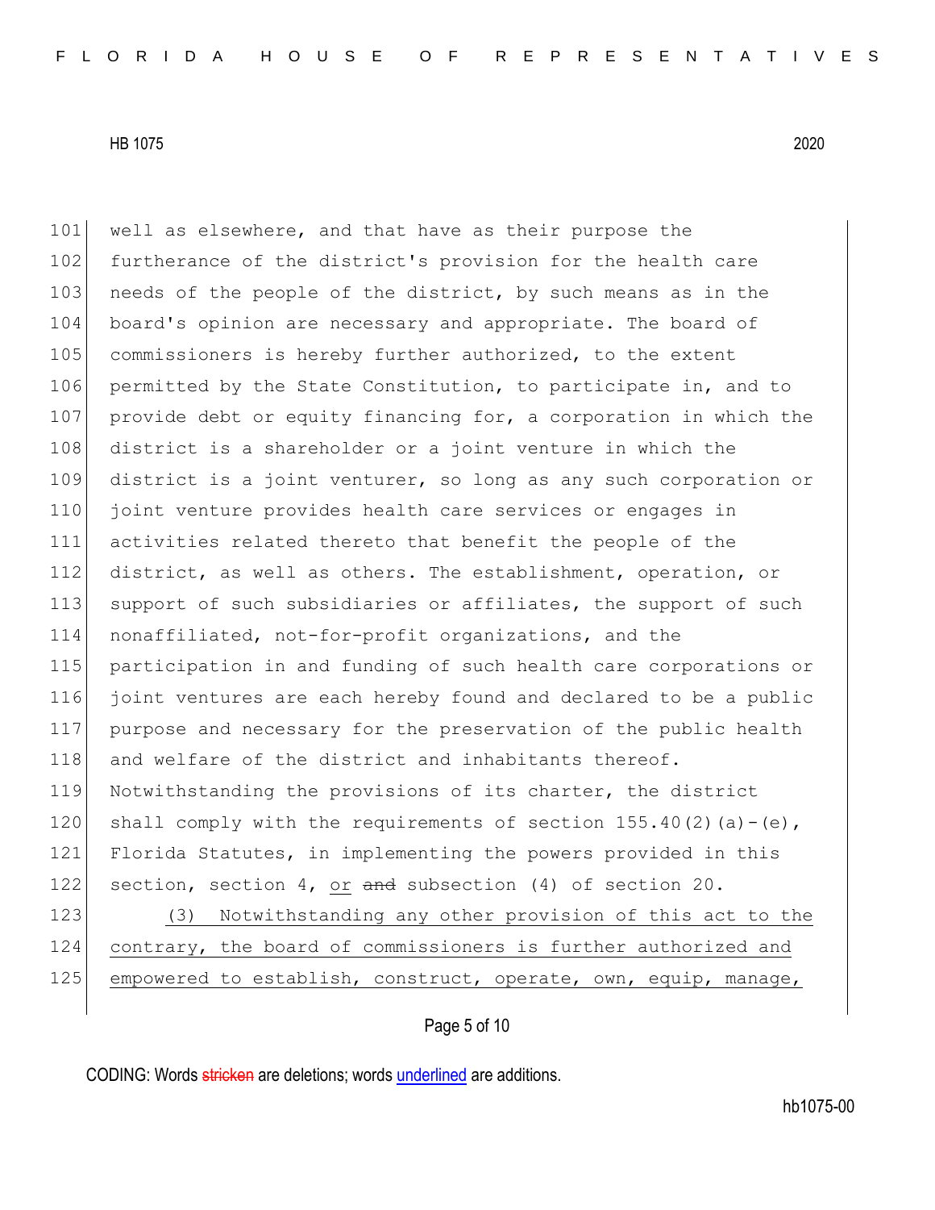well as elsewhere, and that have as their purpose the furtherance of the district's provision for the health care needs of the people of the district, by such means as in the board's opinion are necessary and appropriate. The board of commissioners is hereby further authorized, to the extent permitted by the State Constitution, to participate in, and to provide debt or equity financing for, a corporation in which the district is a shareholder or a joint venture in which the district is a joint venturer, so long as any such corporation or joint venture provides health care services or engages in activities related thereto that benefit the people of the district, as well as others. The establishment, operation, or support of such subsidiaries or affiliates, the support of such nonaffiliated, not-for-profit organizations, and the participation in and funding of such health care corporations or joint ventures are each hereby found and declared to be a public purpose and necessary for the preservation of the public health and welfare of the district and inhabitants thereof. Notwithstanding the provisions of its charter, the district shall comply with the requirements of section 155.40(2)(a)-(e), Florida Statutes, in implementing the powers provided in this section, section 4, <u>or</u> ~~and~~ subsection (4) of section 20.

<u>(3) Notwithstanding any other provision of this act to the contrary, the board of commissioners is further authorized and empowered to establish, construct, operate, own, equip, manage,</u>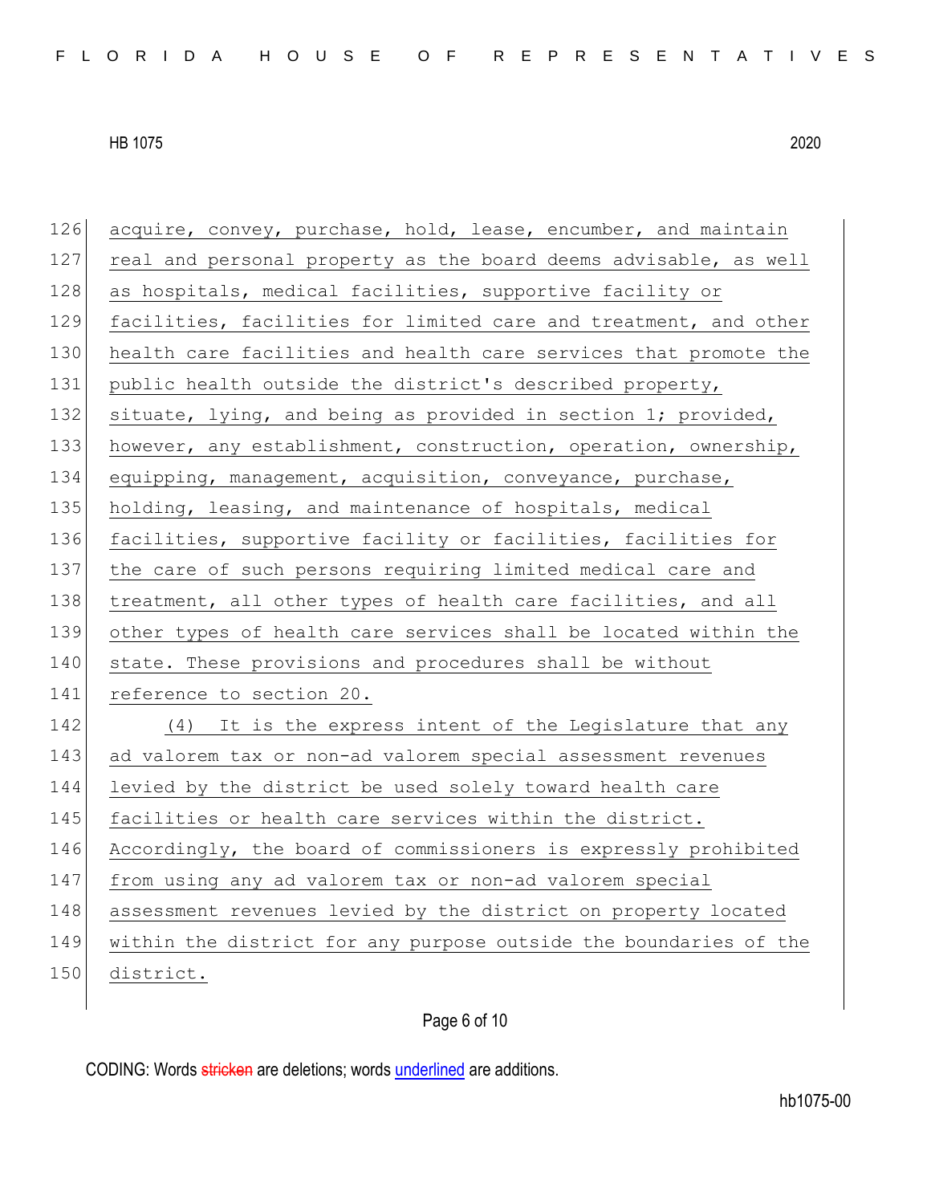acquire, convey, purchase, hold, lease, encumber, and maintain real and personal property as the board deems advisable, as well as hospitals, medical facilities, supportive facility or facilities, facilities for limited care and treatment, and other health care facilities and health care services that promote the public health outside the district's described property, situate, lying, and being as provided in section 1; provided, however, any establishment, construction, operation, ownership, equipping, management, acquisition, conveyance, purchase, holding, leasing, and maintenance of hospitals, medical facilities, supportive facility or facilities, facilities for the care of such persons requiring limited medical care and treatment, all other types of health care facilities, and all other types of health care services shall be located within the state. These provisions and procedures shall be without reference to section 20.

(4) It is the express intent of the Legislature that any ad valorem tax or non-ad valorem special assessment revenues levied by the district be used solely toward health care facilities or health care services within the district. Accordingly, the board of commissioners is expressly prohibited from using any ad valorem tax or non-ad valorem special assessment revenues levied by the district on property located within the district for any purpose outside the boundaries of the district.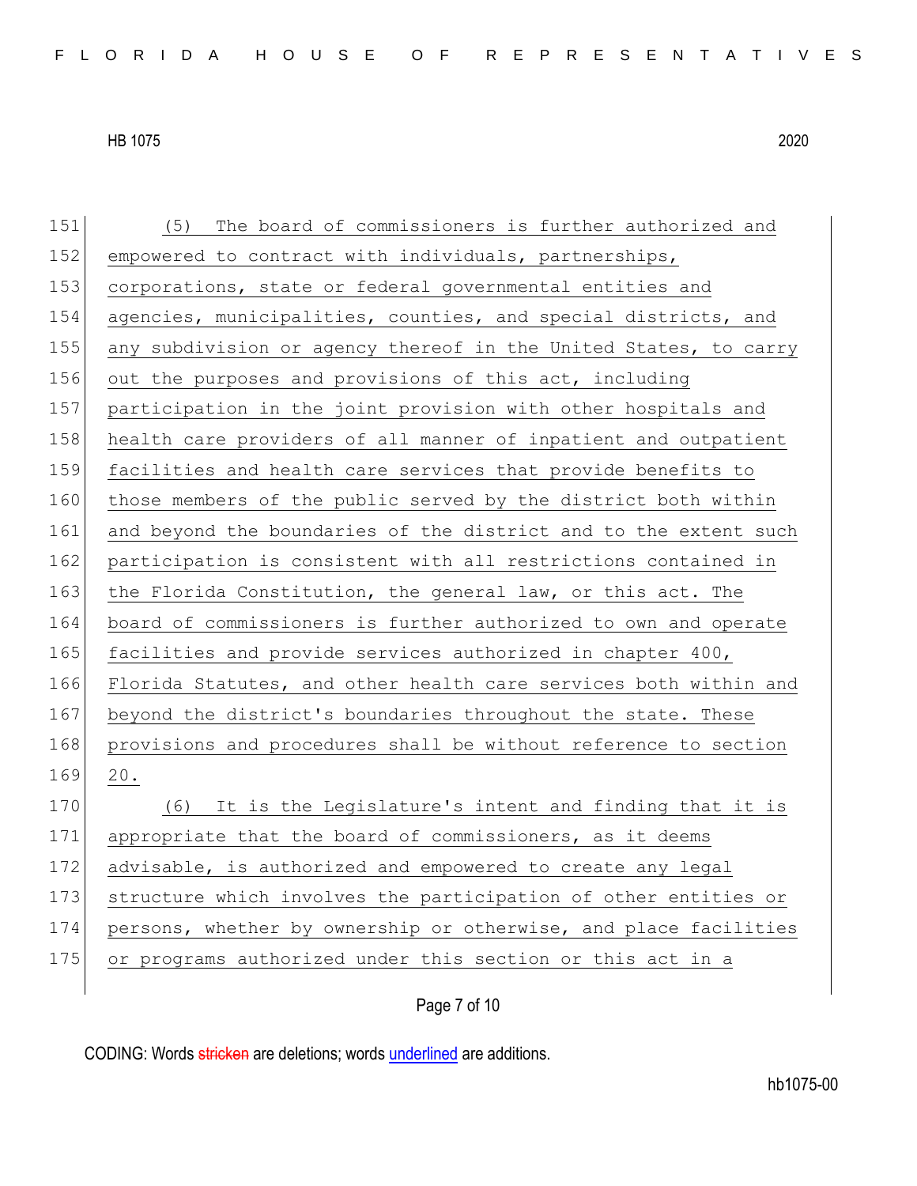(5) The board of commissioners is further authorized and empowered to contract with individuals, partnerships, corporations, state or federal governmental entities and agencies, municipalities, counties, and special districts, and any subdivision or agency thereof in the United States, to carry out the purposes and provisions of this act, including participation in the joint provision with other hospitals and health care providers of all manner of inpatient and outpatient facilities and health care services that provide benefits to those members of the public served by the district both within and beyond the boundaries of the district and to the extent such participation is consistent with all restrictions contained in the Florida Constitution, the general law, or this act. The board of commissioners is further authorized to own and operate facilities and provide services authorized in chapter 400, Florida Statutes, and other health care services both within and beyond the district's boundaries throughout the state. These provisions and procedures shall be without reference to section 20.

(6) It is the Legislature's intent and finding that it is appropriate that the board of commissioners, as it deems advisable, is authorized and empowered to create any legal structure which involves the participation of other entities or persons, whether by ownership or otherwise, and place facilities or programs authorized under this section or this act in a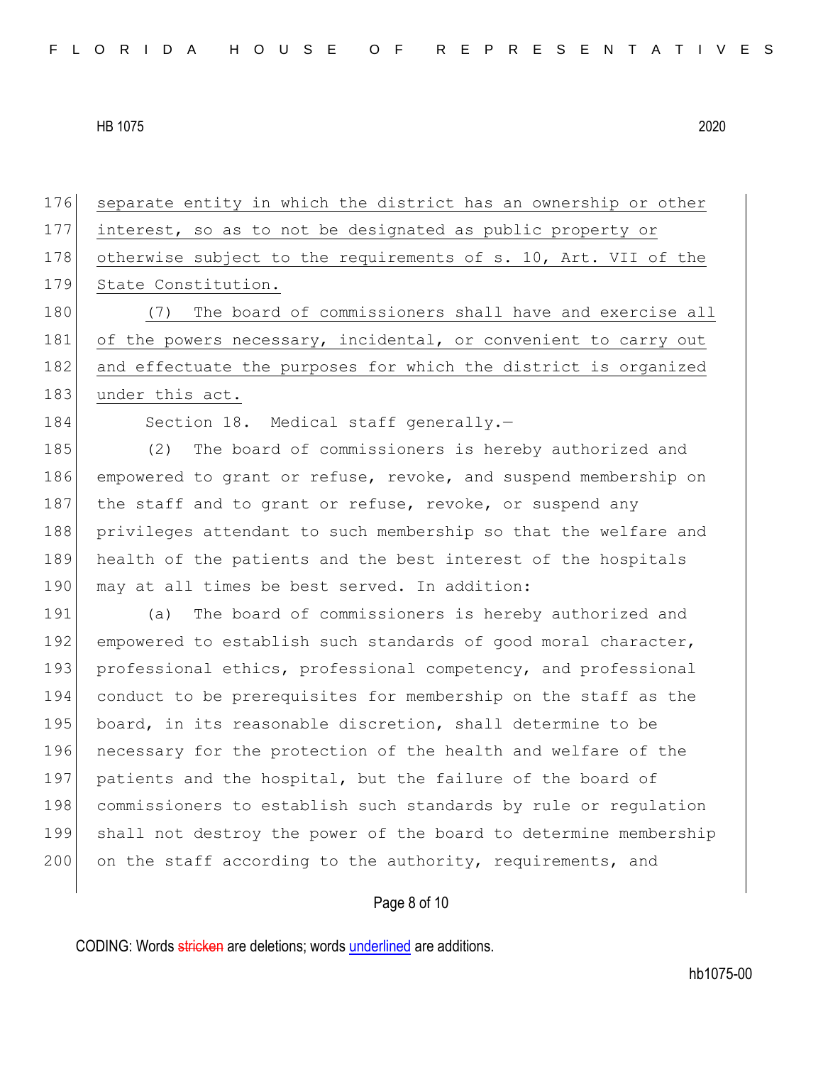separate entity in which the district has an ownership or other interest, so as to not be designated as public property or otherwise subject to the requirements of s. 10, Art. VII of the State Constitution.

(7) The board of commissioners shall have and exercise all of the powers necessary, incidental, or convenient to carry out and effectuate the purposes for which the district is organized under this act.

Section 18. Medical staff generally.—

(2) The board of commissioners is hereby authorized and empowered to grant or refuse, revoke, and suspend membership on the staff and to grant or refuse, revoke, or suspend any privileges attendant to such membership so that the welfare and health of the patients and the best interest of the hospitals may at all times be best served. In addition:

(a) The board of commissioners is hereby authorized and empowered to establish such standards of good moral character, professional ethics, professional competency, and professional conduct to be prerequisites for membership on the staff as the board, in its reasonable discretion, shall determine to be necessary for the protection of the health and welfare of the patients and the hospital, but the failure of the board of commissioners to establish such standards by rule or regulation shall not destroy the power of the board to determine membership on the staff according to the authority, requirements, and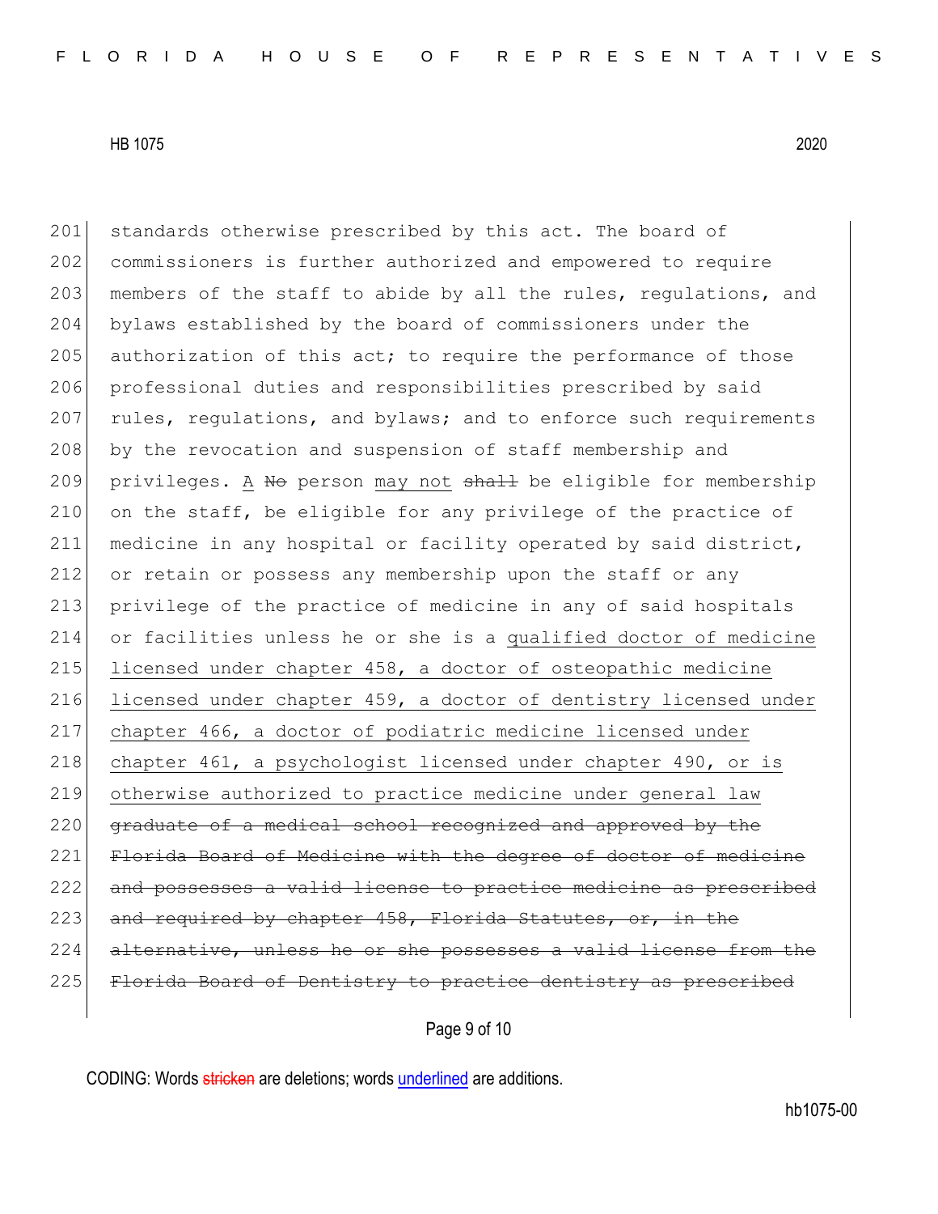201 standards otherwise prescribed by this act. The board of
202 commissioners is further authorized and empowered to require
203 members of the staff to abide by all the rules, regulations, and
204 bylaws established by the board of commissioners under the
205 authorization of this act; to require the performance of those
206 professional duties and responsibilities prescribed by said
207 rules, regulations, and bylaws; and to enforce such requirements
208 by the revocation and suspension of staff membership and
209 privileges. <u>A</u> ~~No~~ person <u>may not</u> ~~shall~~ be eligible for membership
210 on the staff, be eligible for any privilege of the practice of
211 medicine in any hospital or facility operated by said district,
212 or retain or possess any membership upon the staff or any
213 privilege of the practice of medicine in any of said hospitals
214 or facilities unless he or she is a <u>qualified doctor of medicine</u>
215 <u>licensed under chapter 458, a doctor of osteopathic medicine</u>
216 <u>licensed under chapter 459, a doctor of dentistry licensed under</u>
217 <u>chapter 466, a doctor of podiatric medicine licensed under</u>
218 <u>chapter 461, a psychologist licensed under chapter 490, or is</u>
219 <u>otherwise authorized to practice medicine under general law</u>
220 ~~graduate of a medical school recognized and approved by the~~
221 ~~Florida Board of Medicine with the degree of doctor of medicine~~
222 ~~and possesses a valid license to practice medicine as prescribed~~
223 ~~and required by chapter 458, Florida Statutes, or, in the~~
224 ~~alternative, unless he or she possesses a valid license from the~~
225 ~~Florida Board of Dentistry to practice dentistry as prescribed~~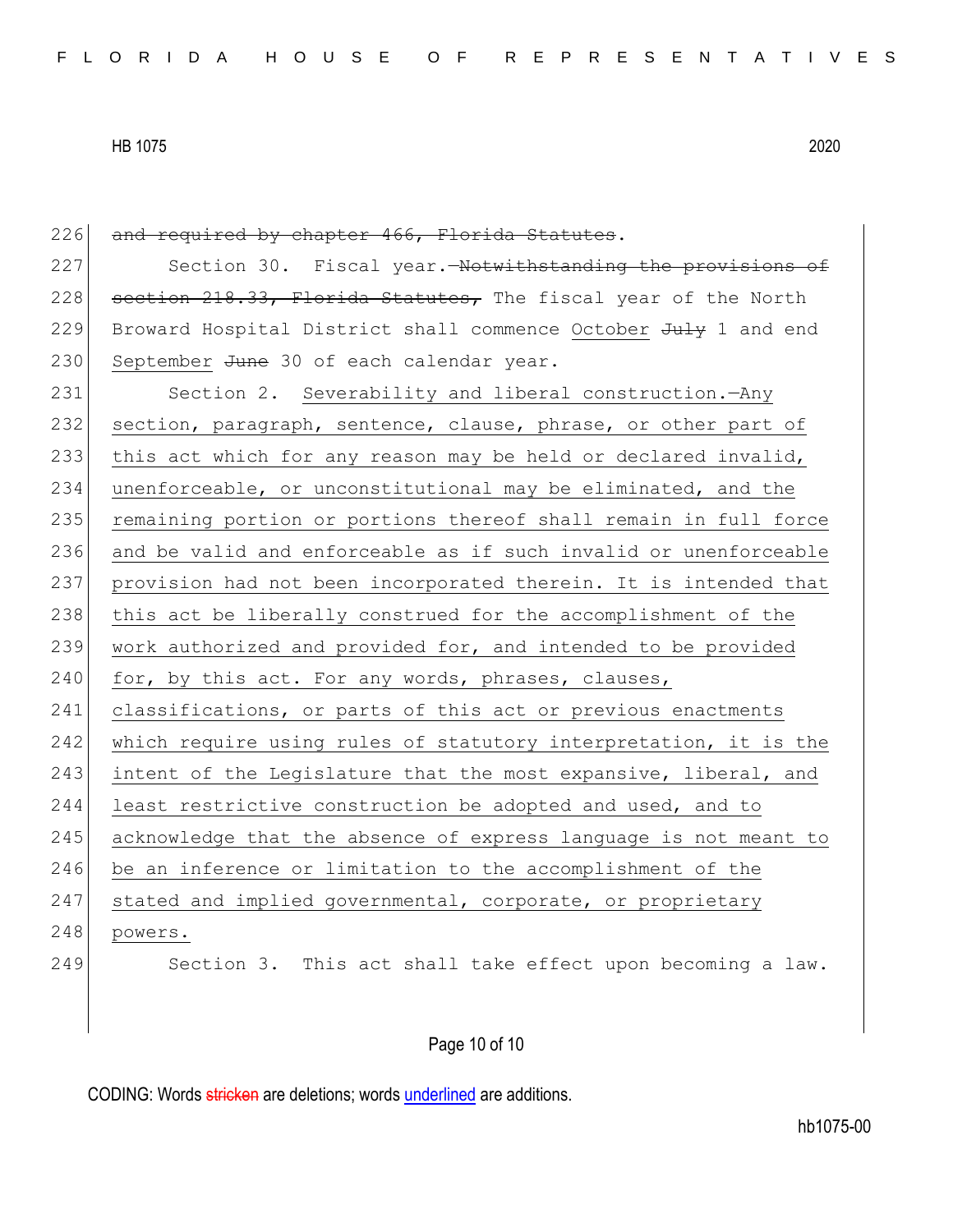~~and required by chapter 466, Florida Statutes~~.

Section 30. Fiscal year.—~~Notwithstanding the provisions of section 218.33, Florida Statutes,~~ The fiscal year of the North Broward Hospital District shall commence <u>October</u> ~~July~~ 1 and end <u>September</u> ~~June~~ 30 of each calendar year.

Section 2. <u>Severability and liberal construction.—Any section, paragraph, sentence, clause, phrase, or other part of this act which for any reason may be held or declared invalid, unenforceable, or unconstitutional may be eliminated, and the remaining portion or portions thereof shall remain in full force and be valid and enforceable as if such invalid or unenforceable provision had not been incorporated therein. It is intended that this act be liberally construed for the accomplishment of the work authorized and provided for, and intended to be provided for, by this act. For any words, phrases, clauses, classifications, or parts of this act or previous enactments which require using rules of statutory interpretation, it is the intent of the Legislature that the most expansive, liberal, and least restrictive construction be adopted and used, and to acknowledge that the absence of express language is not meant to be an inference or limitation to the accomplishment of the stated and implied governmental, corporate, or proprietary powers.</u>

Section 3. This act shall take effect upon becoming a law.